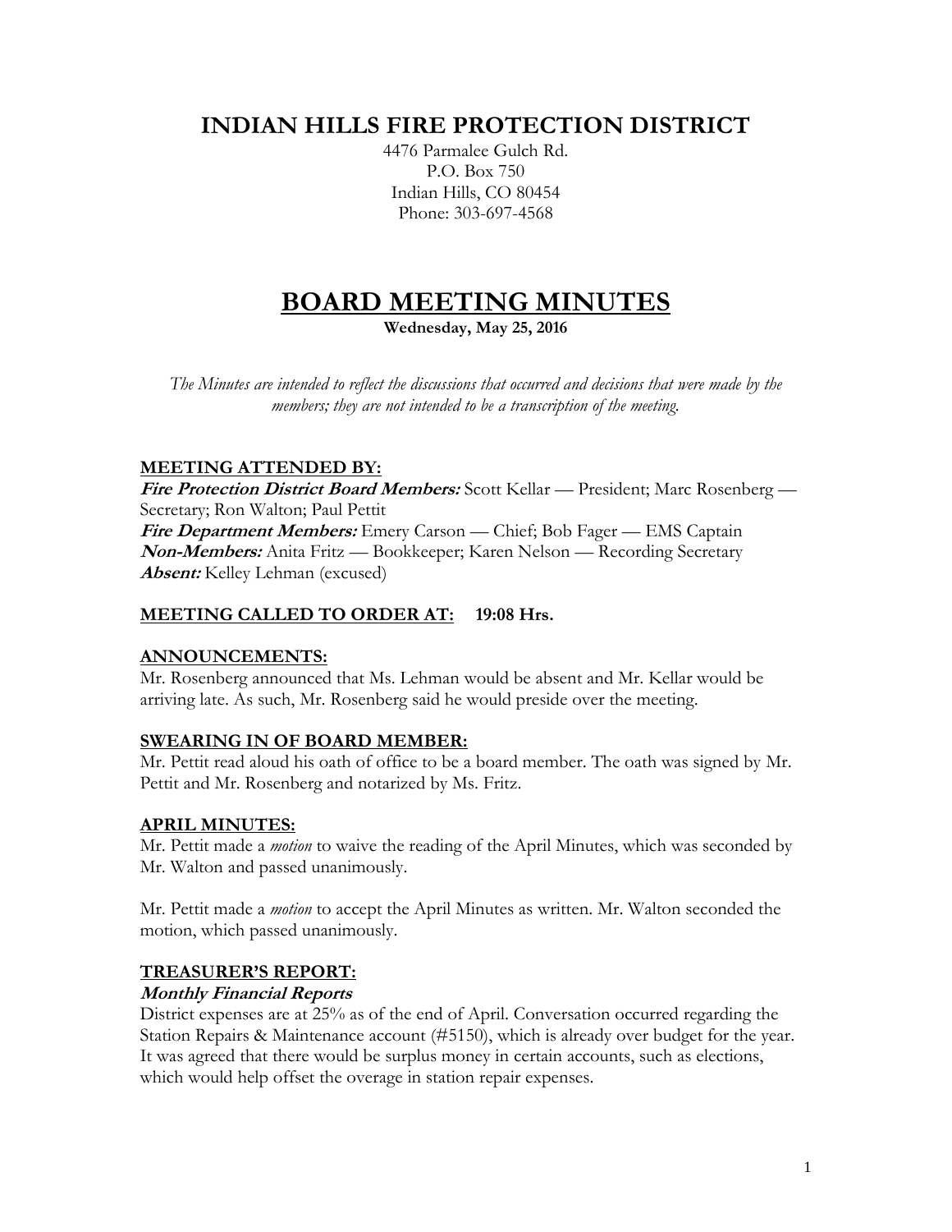# INDIAN HILLS FIRE PROTECTION DISTRICT

4476 Parmalee Gulch Rd.
P.O. Box 750
Indian Hills, CO 80454
Phone: 303-697-4568

# BOARD MEETING MINUTES

**Wednesday, May 25, 2016**

*The Minutes are intended to reflect the discussions that occurred and decisions that were made by the members; they are not intended to be a transcription of the meeting.*

## MEETING ATTENDED BY:

***Fire Protection District Board Members:*** Scott Kellar — President; Marc Rosenberg — Secretary; Ron Walton; Paul Pettit
***Fire Department Members:*** Emery Carson — Chief; Bob Fager — EMS Captain
***Non-Members:*** Anita Fritz — Bookkeeper; Karen Nelson — Recording Secretary
***Absent:*** Kelley Lehman (excused)

## MEETING CALLED TO ORDER AT: 19:08 Hrs.

## ANNOUNCEMENTS:

Mr. Rosenberg announced that Ms. Lehman would be absent and Mr. Kellar would be arriving late. As such, Mr. Rosenberg said he would preside over the meeting.

## SWEARING IN OF BOARD MEMBER:

Mr. Pettit read aloud his oath of office to be a board member. The oath was signed by Mr. Pettit and Mr. Rosenberg and notarized by Ms. Fritz.

## APRIL MINUTES:

Mr. Pettit made a *motion* to waive the reading of the April Minutes, which was seconded by Mr. Walton and passed unanimously.

Mr. Pettit made a *motion* to accept the April Minutes as written. Mr. Walton seconded the motion, which passed unanimously.

## TREASURER'S REPORT:

### *Monthly Financial Reports*

District expenses are at 25% as of the end of April. Conversation occurred regarding the Station Repairs & Maintenance account (#5150), which is already over budget for the year. It was agreed that there would be surplus money in certain accounts, such as elections, which would help offset the overage in station repair expenses.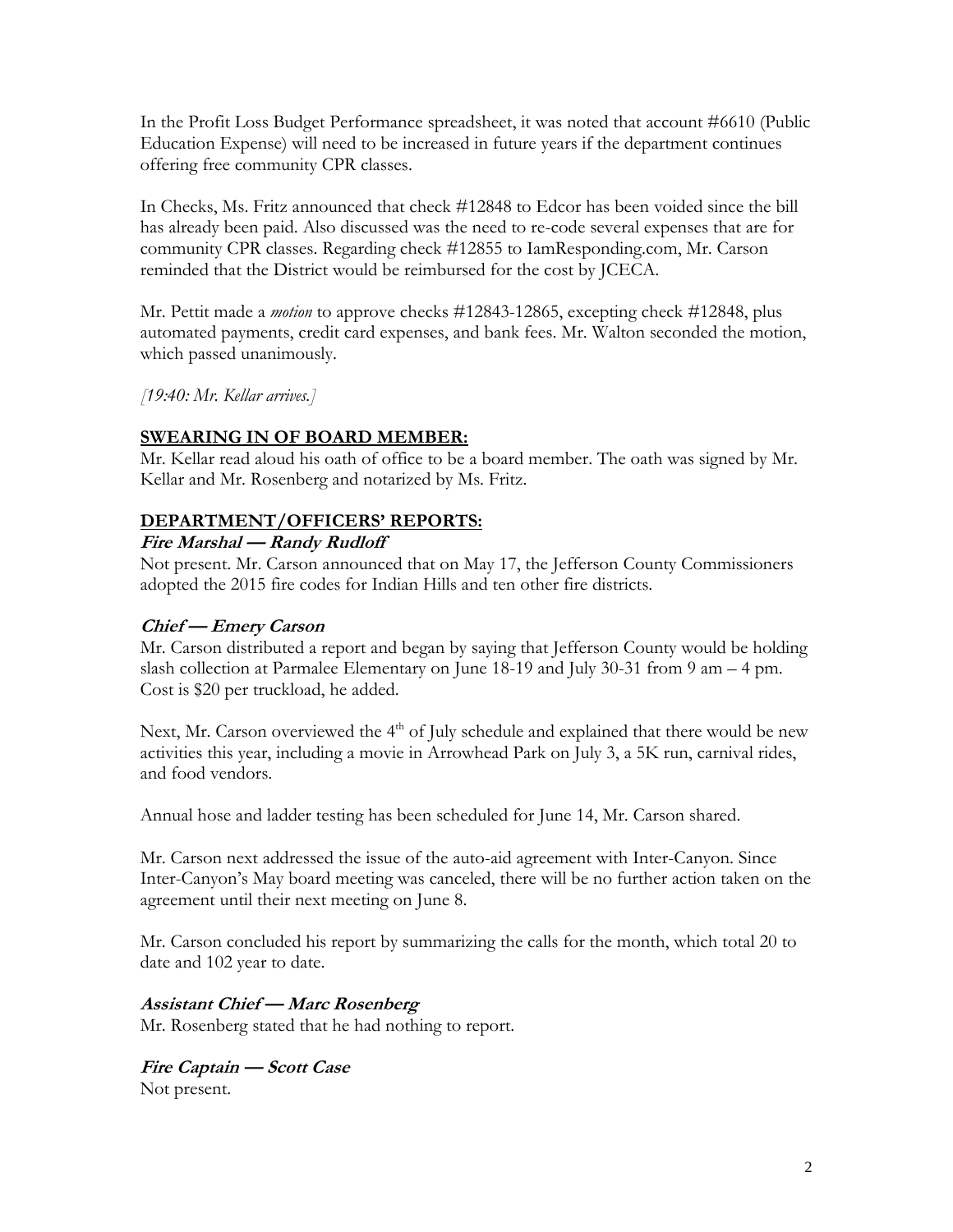In the Profit Loss Budget Performance spreadsheet, it was noted that account #6610 (Public Education Expense) will need to be increased in future years if the department continues offering free community CPR classes.

In Checks, Ms. Fritz announced that check #12848 to Edcor has been voided since the bill has already been paid. Also discussed was the need to re-code several expenses that are for community CPR classes. Regarding check #12855 to IamResponding.com, Mr. Carson reminded that the District would be reimbursed for the cost by JCECA.

Mr. Pettit made a *motion* to approve checks #12843-12865, excepting check #12848, plus automated payments, credit card expenses, and bank fees. Mr. Walton seconded the motion, which passed unanimously.

*[19:40: Mr. Kellar arrives.]*

## SWEARING IN OF BOARD MEMBER:

Mr. Kellar read aloud his oath of office to be a board member. The oath was signed by Mr. Kellar and Mr. Rosenberg and notarized by Ms. Fritz.

## DEPARTMENT/OFFICERS' REPORTS:

### Fire Marshal — Randy Rudloff

Not present. Mr. Carson announced that on May 17, the Jefferson County Commissioners adopted the 2015 fire codes for Indian Hills and ten other fire districts.

### Chief — Emery Carson

Mr. Carson distributed a report and began by saying that Jefferson County would be holding slash collection at Parmalee Elementary on June 18-19 and July 30-31 from 9 am – 4 pm. Cost is $20 per truckload, he added.

Next, Mr. Carson overviewed the 4th of July schedule and explained that there would be new activities this year, including a movie in Arrowhead Park on July 3, a 5K run, carnival rides, and food vendors.

Annual hose and ladder testing has been scheduled for June 14, Mr. Carson shared.

Mr. Carson next addressed the issue of the auto-aid agreement with Inter-Canyon. Since Inter-Canyon's May board meeting was canceled, there will be no further action taken on the agreement until their next meeting on June 8.

Mr. Carson concluded his report by summarizing the calls for the month, which total 20 to date and 102 year to date.

### Assistant Chief — Marc Rosenberg

Mr. Rosenberg stated that he had nothing to report.

### Fire Captain — Scott Case

Not present.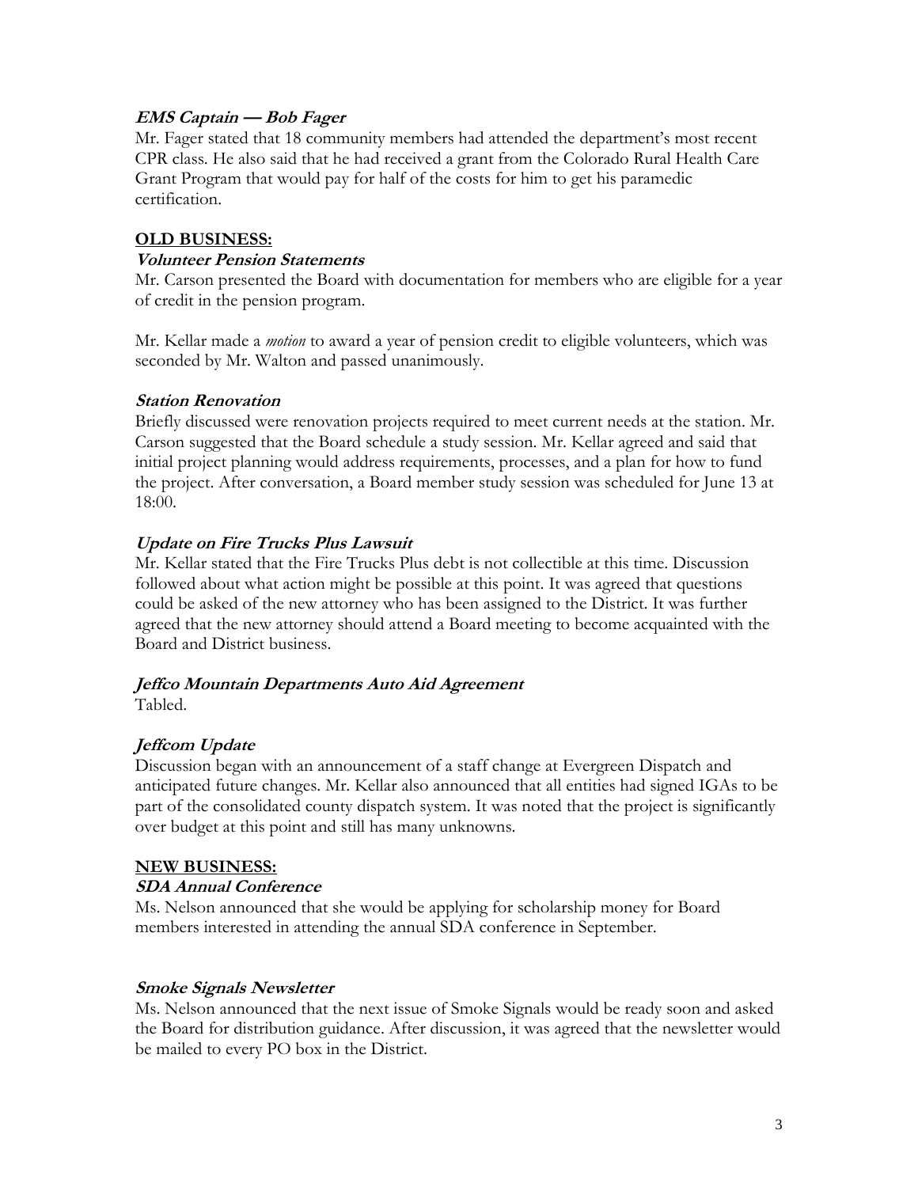***EMS Captain — Bob Fager***

Mr. Fager stated that 18 community members had attended the department's most recent CPR class. He also said that he had received a grant from the Colorado Rural Health Care Grant Program that would pay for half of the costs for him to get his paramedic certification.

## OLD BUSINESS:

***Volunteer Pension Statements***

Mr. Carson presented the Board with documentation for members who are eligible for a year of credit in the pension program.

Mr. Kellar made a *motion* to award a year of pension credit to eligible volunteers, which was seconded by Mr. Walton and passed unanimously.

***Station Renovation***

Briefly discussed were renovation projects required to meet current needs at the station. Mr. Carson suggested that the Board schedule a study session. Mr. Kellar agreed and said that initial project planning would address requirements, processes, and a plan for how to fund the project. After conversation, a Board member study session was scheduled for June 13 at 18:00.

***Update on Fire Trucks Plus Lawsuit***

Mr. Kellar stated that the Fire Trucks Plus debt is not collectible at this time. Discussion followed about what action might be possible at this point. It was agreed that questions could be asked of the new attorney who has been assigned to the District. It was further agreed that the new attorney should attend a Board meeting to become acquainted with the Board and District business.

***Jeffco Mountain Departments Auto Aid Agreement***

Tabled.

***Jeffcom Update***

Discussion began with an announcement of a staff change at Evergreen Dispatch and anticipated future changes. Mr. Kellar also announced that all entities had signed IGAs to be part of the consolidated county dispatch system. It was noted that the project is significantly over budget at this point and still has many unknowns.

## NEW BUSINESS:

***SDA Annual Conference***

Ms. Nelson announced that she would be applying for scholarship money for Board members interested in attending the annual SDA conference in September.

***Smoke Signals Newsletter***

Ms. Nelson announced that the next issue of Smoke Signals would be ready soon and asked the Board for distribution guidance. After discussion, it was agreed that the newsletter would be mailed to every PO box in the District.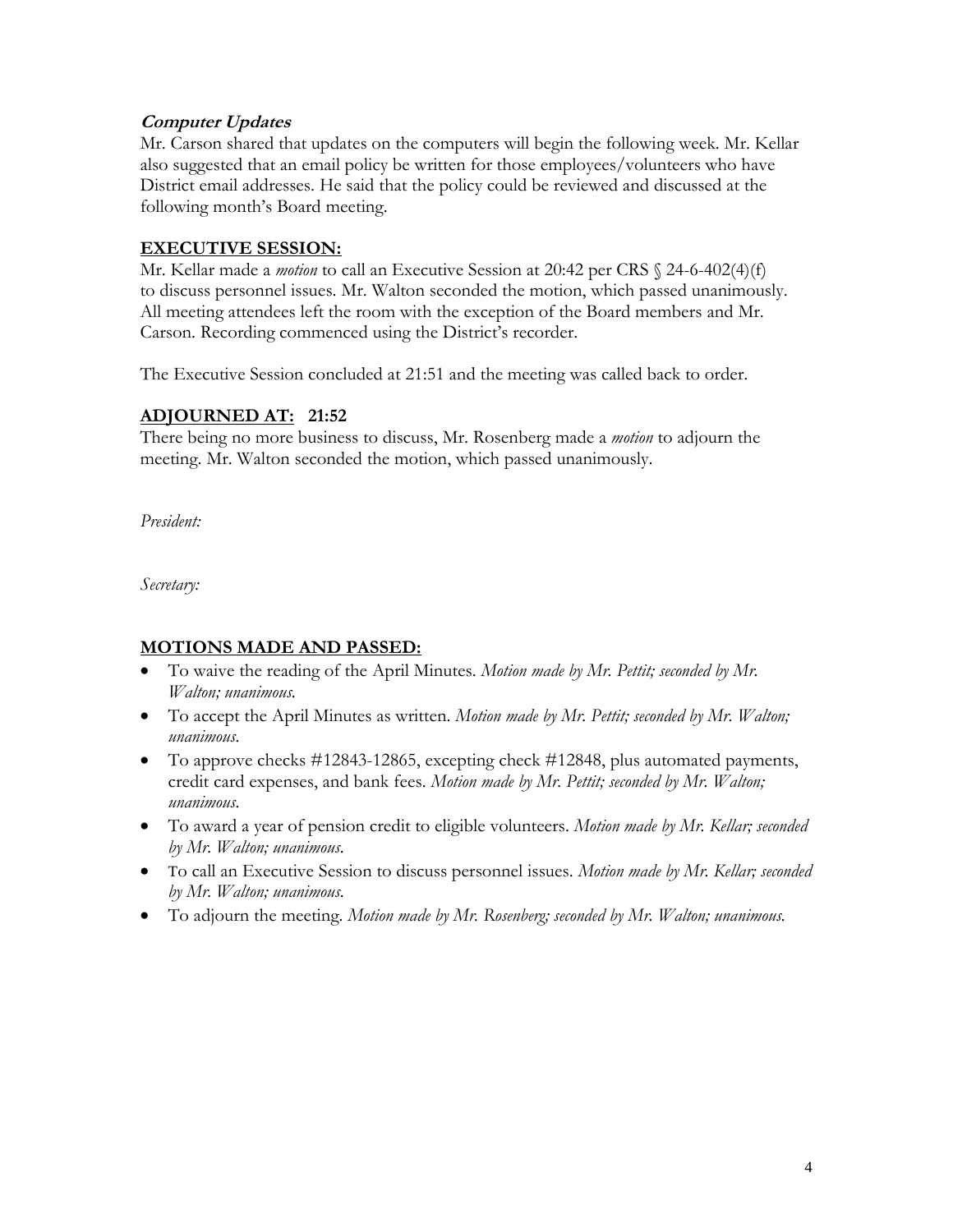***Computer Updates***

Mr. Carson shared that updates on the computers will begin the following week. Mr. Kellar also suggested that an email policy be written for those employees/volunteers who have District email addresses. He said that the policy could be reviewed and discussed at the following month's Board meeting.

## EXECUTIVE SESSION:

Mr. Kellar made a *motion* to call an Executive Session at 20:42 per CRS § 24-6-402(4)(f) to discuss personnel issues. Mr. Walton seconded the motion, which passed unanimously. All meeting attendees left the room with the exception of the Board members and Mr. Carson. Recording commenced using the District's recorder.

The Executive Session concluded at 21:51 and the meeting was called back to order.

## ADJOURNED AT: 21:52

There being no more business to discuss, Mr. Rosenberg made a *motion* to adjourn the meeting. Mr. Walton seconded the motion, which passed unanimously.

*President:*

*Secretary:*

## MOTIONS MADE AND PASSED:

- To waive the reading of the April Minutes. *Motion made by Mr. Pettit; seconded by Mr. Walton; unanimous.*
- To accept the April Minutes as written. *Motion made by Mr. Pettit; seconded by Mr. Walton; unanimous.*
- To approve checks #12843-12865, excepting check #12848, plus automated payments, credit card expenses, and bank fees. *Motion made by Mr. Pettit; seconded by Mr. Walton; unanimous.*
- To award a year of pension credit to eligible volunteers. *Motion made by Mr. Kellar; seconded by Mr. Walton; unanimous.*
- To call an Executive Session to discuss personnel issues. *Motion made by Mr. Kellar; seconded by Mr. Walton; unanimous.*
- To adjourn the meeting. *Motion made by Mr. Rosenberg; seconded by Mr. Walton; unanimous.*